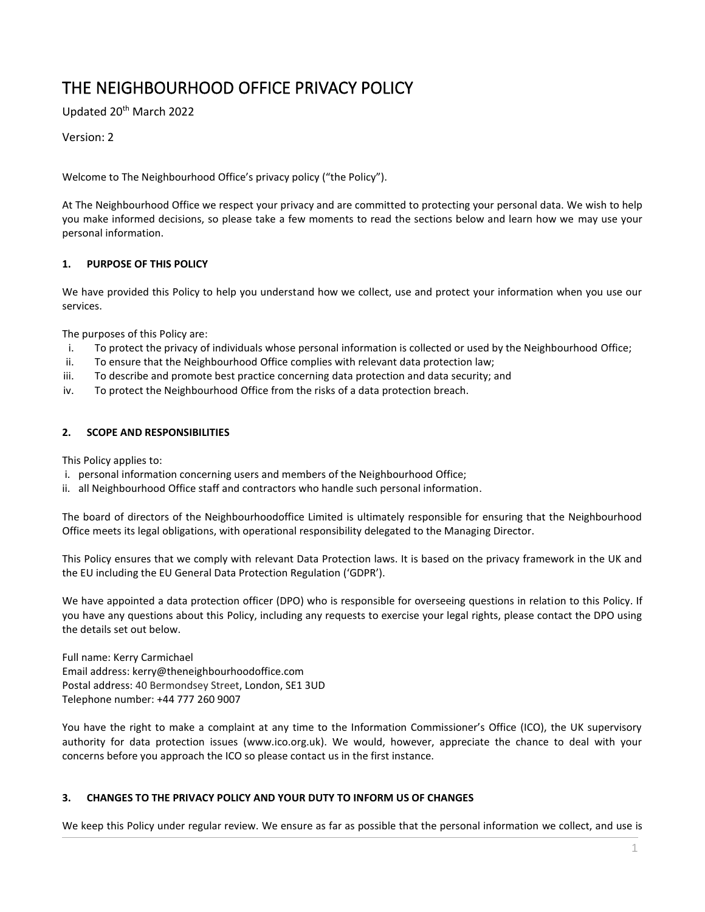# THE NEIGHBOURHOOD OFFICE PRIVACY POLICY

Updated 20th March 2022

Version: 2

Welcome to The Neighbourhood Office's privacy policy ("the Policy").

At The Neighbourhood Office we respect your privacy and are committed to protecting your personal data. We wish to help you make informed decisions, so please take a few moments to read the sections below and learn how we may use your personal information.

## 1. PURPOSE OF THIS POLICY

We have provided this Policy to help you understand how we collect, use and protect your information when you use our services.

The purposes of this Policy are:

i. To protect the privacy of individuals whose personal information is collected or used by the Neighbourhood Office;
ii. To ensure that the Neighbourhood Office complies with relevant data protection law;
iii. To describe and promote best practice concerning data protection and data security; and
iv. To protect the Neighbourhood Office from the risks of a data protection breach.

## 2. SCOPE AND RESPONSIBILITIES

This Policy applies to:

i. personal information concerning users and members of the Neighbourhood Office;
ii. all Neighbourhood Office staff and contractors who handle such personal information.

The board of directors of the Neighbourhoodoffice Limited is ultimately responsible for ensuring that the Neighbourhood Office meets its legal obligations, with operational responsibility delegated to the Managing Director.

This Policy ensures that we comply with relevant Data Protection laws. It is based on the privacy framework in the UK and the EU including the EU General Data Protection Regulation ('GDPR').

We have appointed a data protection officer (DPO) who is responsible for overseeing questions in relation to this Policy. If you have any questions about this Policy, including any requests to exercise your legal rights, please contact the DPO using the details set out below.

Full name: Kerry Carmichael
Email address: kerry@theneighbourhoodoffice.com
Postal address: 40 Bermondsey Street, London, SE1 3UD
Telephone number: +44 777 260 9007

You have the right to make a complaint at any time to the Information Commissioner's Office (ICO), the UK supervisory authority for data protection issues (www.ico.org.uk). We would, however, appreciate the chance to deal with your concerns before you approach the ICO so please contact us in the first instance.

## 3. CHANGES TO THE PRIVACY POLICY AND YOUR DUTY TO INFORM US OF CHANGES

We keep this Policy under regular review. We ensure as far as possible that the personal information we collect, and use is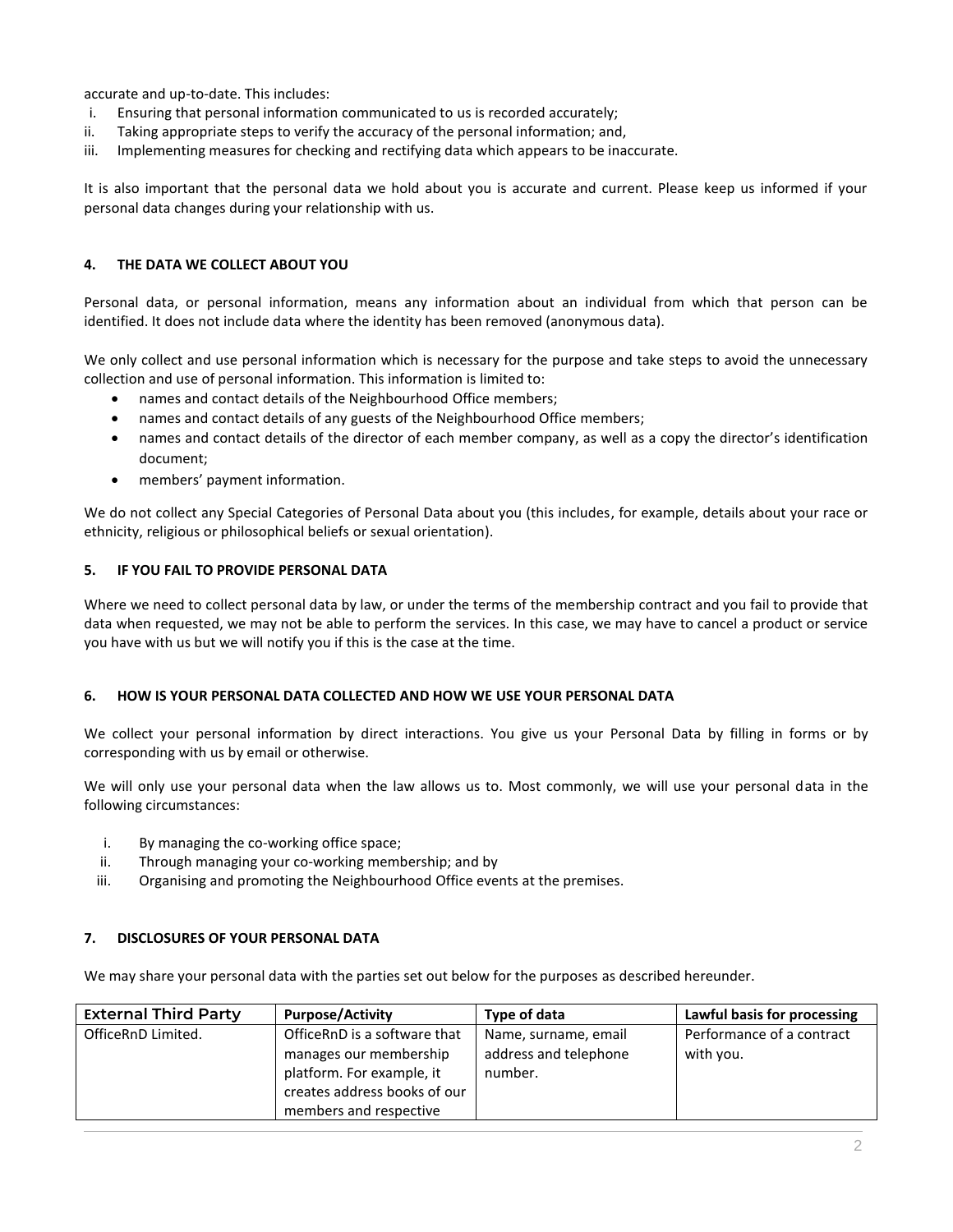accurate and up-to-date. This includes:

i. Ensuring that personal information communicated to us is recorded accurately;
ii. Taking appropriate steps to verify the accuracy of the personal information; and,
iii. Implementing measures for checking and rectifying data which appears to be inaccurate.

It is also important that the personal data we hold about you is accurate and current. Please keep us informed if your personal data changes during your relationship with us.

## 4. THE DATA WE COLLECT ABOUT YOU

Personal data, or personal information, means any information about an individual from which that person can be identified. It does not include data where the identity has been removed (anonymous data).

We only collect and use personal information which is necessary for the purpose and take steps to avoid the unnecessary collection and use of personal information. This information is limited to:

- names and contact details of the Neighbourhood Office members;
- names and contact details of any guests of the Neighbourhood Office members;
- names and contact details of the director of each member company, as well as a copy the director's identification document;
- members' payment information.

We do not collect any Special Categories of Personal Data about you (this includes, for example, details about your race or ethnicity, religious or philosophical beliefs or sexual orientation).

## 5. IF YOU FAIL TO PROVIDE PERSONAL DATA

Where we need to collect personal data by law, or under the terms of the membership contract and you fail to provide that data when requested, we may not be able to perform the services. In this case, we may have to cancel a product or service you have with us but we will notify you if this is the case at the time.

## 6. HOW IS YOUR PERSONAL DATA COLLECTED AND HOW WE USE YOUR PERSONAL DATA

We collect your personal information by direct interactions. You give us your Personal Data by filling in forms or by corresponding with us by email or otherwise.

We will only use your personal data when the law allows us to. Most commonly, we will use your personal data in the following circumstances:

i. By managing the co-working office space;
ii. Through managing your co-working membership; and by
iii. Organising and promoting the Neighbourhood Office events at the premises.

## 7. DISCLOSURES OF YOUR PERSONAL DATA

We may share your personal data with the parties set out below for the purposes as described hereunder.

| External Third Party | Purpose/Activity | Type of data | Lawful basis for processing |
|---|---|---|---|
| OfficeRnD Limited. | OfficeRnD is a software that manages our membership platform. For example, it creates address books of our members and respective | Name, surname, email address and telephone number. | Performance of a contract with you. |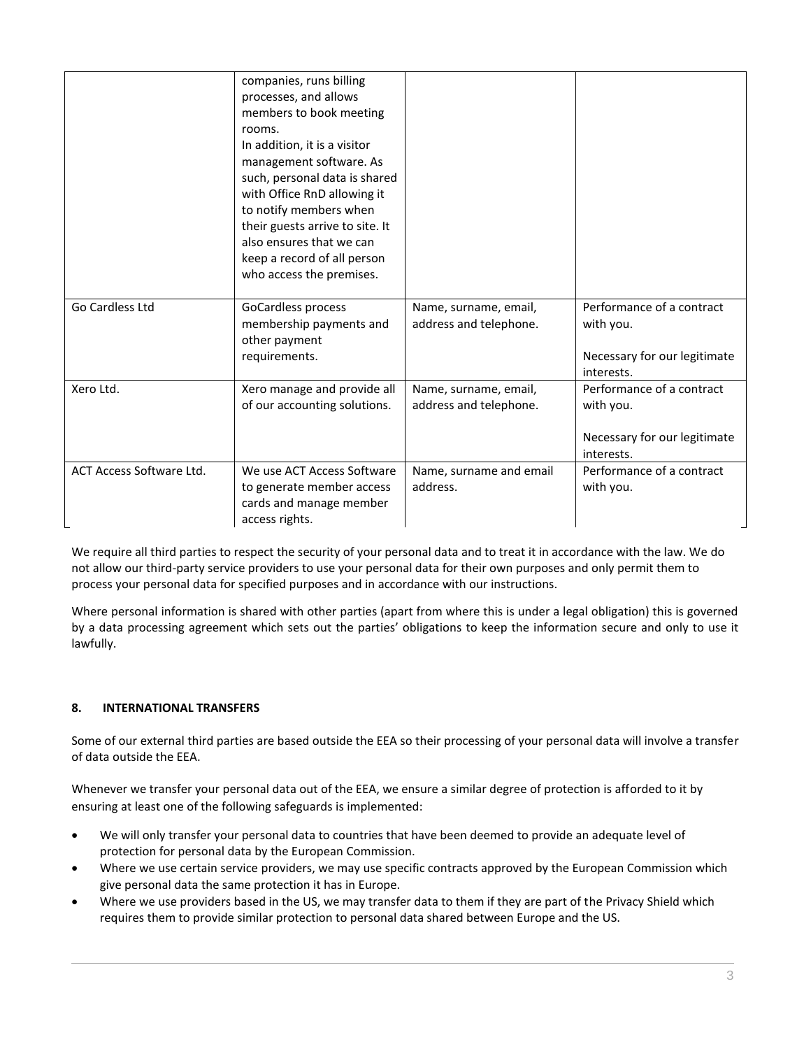| | | | |
|---|---|---|---|
| | companies, runs billing processes, and allows members to book meeting rooms.<br>In addition, it is a visitor management software. As such, personal data is shared with Office RnD allowing it to notify members when their guests arrive to site. It also ensures that we can keep a record of all person who access the premises. | | |
| Go Cardless Ltd | GoCardless process membership payments and other payment requirements. | Name, surname, email, address and telephone. | Performance of a contract with you.<br><br>Necessary for our legitimate interests. |
| Xero Ltd. | Xero manage and provide all of our accounting solutions. | Name, surname, email, address and telephone. | Performance of a contract with you.<br><br>Necessary for our legitimate interests. |
| ACT Access Software Ltd. | We use ACT Access Software to generate member access cards and manage member access rights. | Name, surname and email address. | Performance of a contract with you. |

We require all third parties to respect the security of your personal data and to treat it in accordance with the law. We do not allow our third-party service providers to use your personal data for their own purposes and only permit them to process your personal data for specified purposes and in accordance with our instructions.

Where personal information is shared with other parties (apart from where this is under a legal obligation) this is governed by a data processing agreement which sets out the parties' obligations to keep the information secure and only to use it lawfully.

## 8. INTERNATIONAL TRANSFERS

Some of our external third parties are based outside the EEA so their processing of your personal data will involve a transfer of data outside the EEA.

Whenever we transfer your personal data out of the EEA, we ensure a similar degree of protection is afforded to it by ensuring at least one of the following safeguards is implemented:

- We will only transfer your personal data to countries that have been deemed to provide an adequate level of protection for personal data by the European Commission.
- Where we use certain service providers, we may use specific contracts approved by the European Commission which give personal data the same protection it has in Europe.
- Where we use providers based in the US, we may transfer data to them if they are part of the Privacy Shield which requires them to provide similar protection to personal data shared between Europe and the US.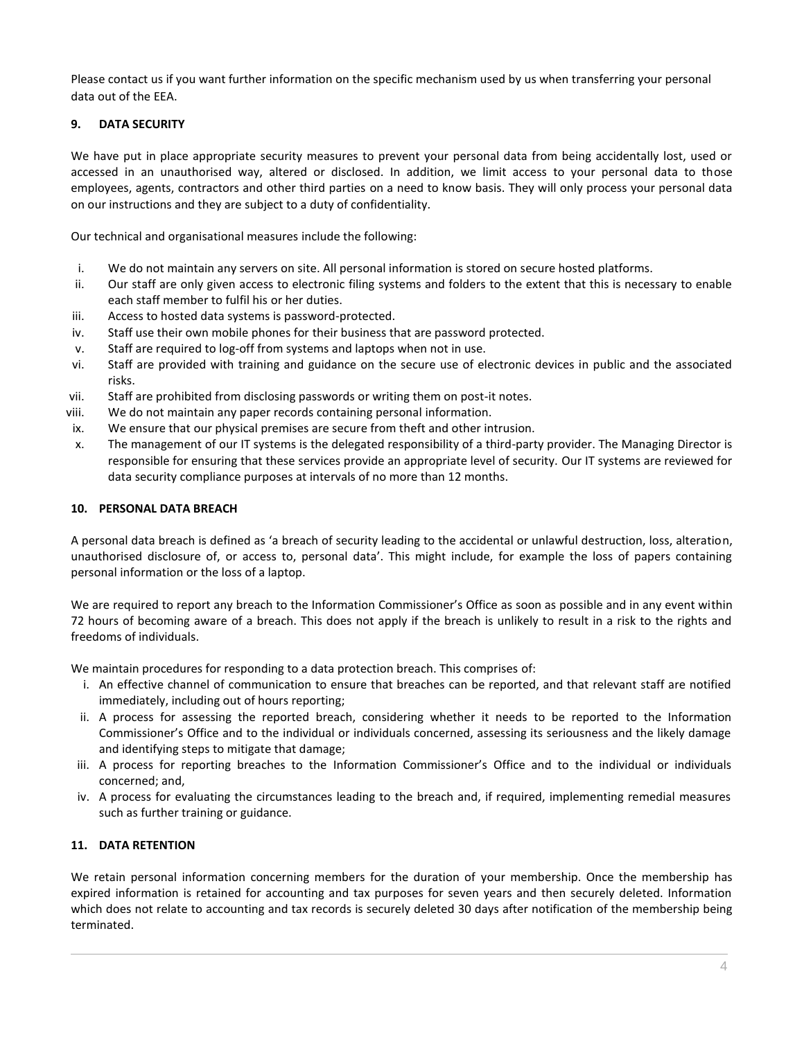Please contact us if you want further information on the specific mechanism used by us when transferring your personal data out of the EEA.

## 9. DATA SECURITY

We have put in place appropriate security measures to prevent your personal data from being accidentally lost, used or accessed in an unauthorised way, altered or disclosed. In addition, we limit access to your personal data to those employees, agents, contractors and other third parties on a need to know basis. They will only process your personal data on our instructions and they are subject to a duty of confidentiality.

Our technical and organisational measures include the following:

i. We do not maintain any servers on site. All personal information is stored on secure hosted platforms.
ii. Our staff are only given access to electronic filing systems and folders to the extent that this is necessary to enable each staff member to fulfil his or her duties.
iii. Access to hosted data systems is password-protected.
iv. Staff use their own mobile phones for their business that are password protected.
v. Staff are required to log-off from systems and laptops when not in use.
vi. Staff are provided with training and guidance on the secure use of electronic devices in public and the associated risks.
vii. Staff are prohibited from disclosing passwords or writing them on post-it notes.
viii. We do not maintain any paper records containing personal information.
ix. We ensure that our physical premises are secure from theft and other intrusion.
x. The management of our IT systems is the delegated responsibility of a third-party provider. The Managing Director is responsible for ensuring that these services provide an appropriate level of security. Our IT systems are reviewed for data security compliance purposes at intervals of no more than 12 months.

## 10. PERSONAL DATA BREACH

A personal data breach is defined as 'a breach of security leading to the accidental or unlawful destruction, loss, alteration, unauthorised disclosure of, or access to, personal data'. This might include, for example the loss of papers containing personal information or the loss of a laptop.

We are required to report any breach to the Information Commissioner's Office as soon as possible and in any event within 72 hours of becoming aware of a breach. This does not apply if the breach is unlikely to result in a risk to the rights and freedoms of individuals.

We maintain procedures for responding to a data protection breach. This comprises of:

i. An effective channel of communication to ensure that breaches can be reported, and that relevant staff are notified immediately, including out of hours reporting;
ii. A process for assessing the reported breach, considering whether it needs to be reported to the Information Commissioner's Office and to the individual or individuals concerned, assessing its seriousness and the likely damage and identifying steps to mitigate that damage;
iii. A process for reporting breaches to the Information Commissioner's Office and to the individual or individuals concerned; and,
iv. A process for evaluating the circumstances leading to the breach and, if required, implementing remedial measures such as further training or guidance.

## 11. DATA RETENTION

We retain personal information concerning members for the duration of your membership. Once the membership has expired information is retained for accounting and tax purposes for seven years and then securely deleted. Information which does not relate to accounting and tax records is securely deleted 30 days after notification of the membership being terminated.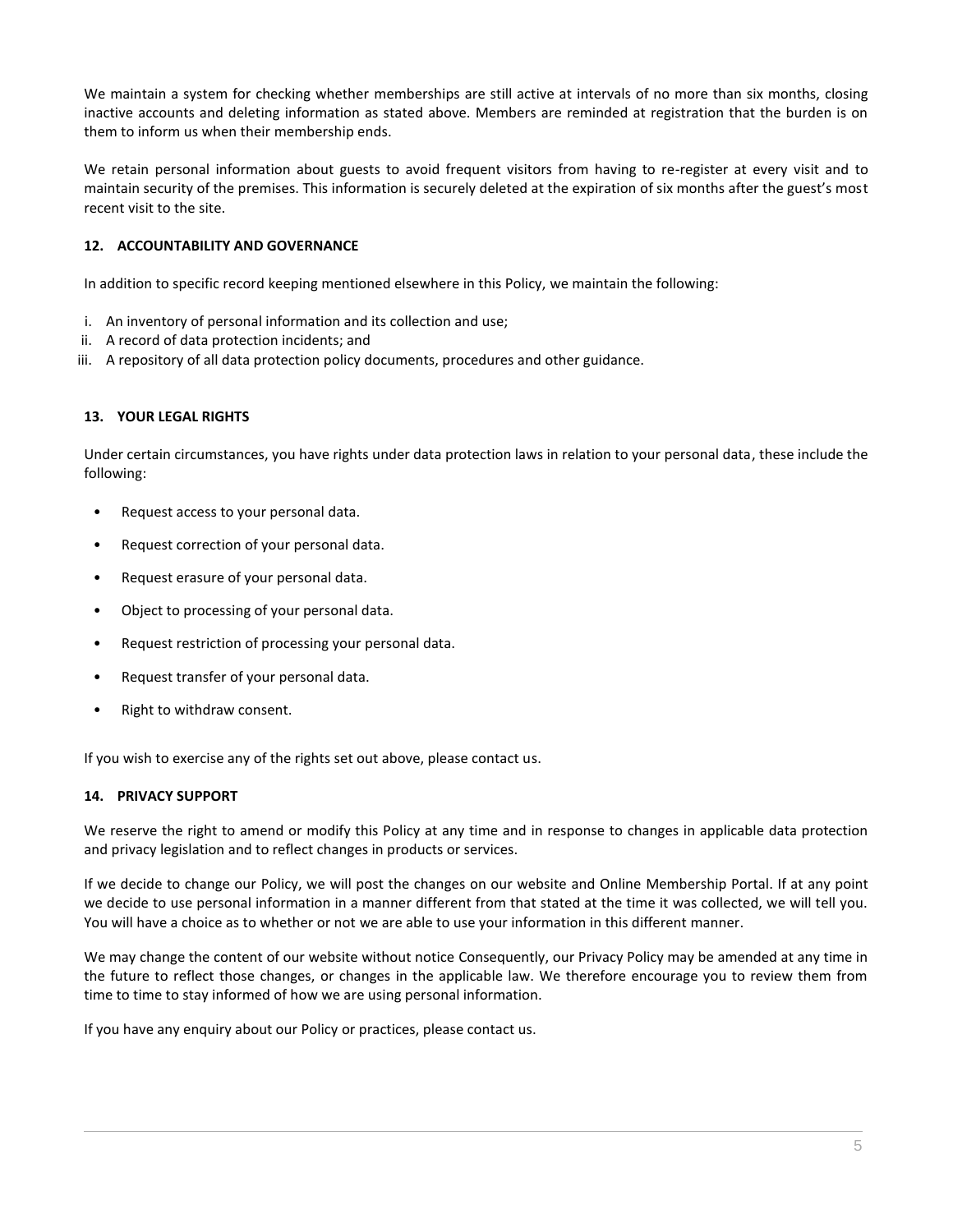We maintain a system for checking whether memberships are still active at intervals of no more than six months, closing inactive accounts and deleting information as stated above. Members are reminded at registration that the burden is on them to inform us when their membership ends.

We retain personal information about guests to avoid frequent visitors from having to re-register at every visit and to maintain security of the premises. This information is securely deleted at the expiration of six months after the guest's most recent visit to the site.

## 12. ACCOUNTABILITY AND GOVERNANCE

In addition to specific record keeping mentioned elsewhere in this Policy, we maintain the following:

i. An inventory of personal information and its collection and use;
ii. A record of data protection incidents; and
iii. A repository of all data protection policy documents, procedures and other guidance.

## 13. YOUR LEGAL RIGHTS

Under certain circumstances, you have rights under data protection laws in relation to your personal data, these include the following:

- Request access to your personal data.
- Request correction of your personal data.
- Request erasure of your personal data.
- Object to processing of your personal data.
- Request restriction of processing your personal data.
- Request transfer of your personal data.
- Right to withdraw consent.

If you wish to exercise any of the rights set out above, please contact us.

## 14. PRIVACY SUPPORT

We reserve the right to amend or modify this Policy at any time and in response to changes in applicable data protection and privacy legislation and to reflect changes in products or services.

If we decide to change our Policy, we will post the changes on our website and Online Membership Portal. If at any point we decide to use personal information in a manner different from that stated at the time it was collected, we will tell you. You will have a choice as to whether or not we are able to use your information in this different manner.

We may change the content of our website without notice Consequently, our Privacy Policy may be amended at any time in the future to reflect those changes, or changes in the applicable law. We therefore encourage you to review them from time to time to stay informed of how we are using personal information.

If you have any enquiry about our Policy or practices, please contact us.